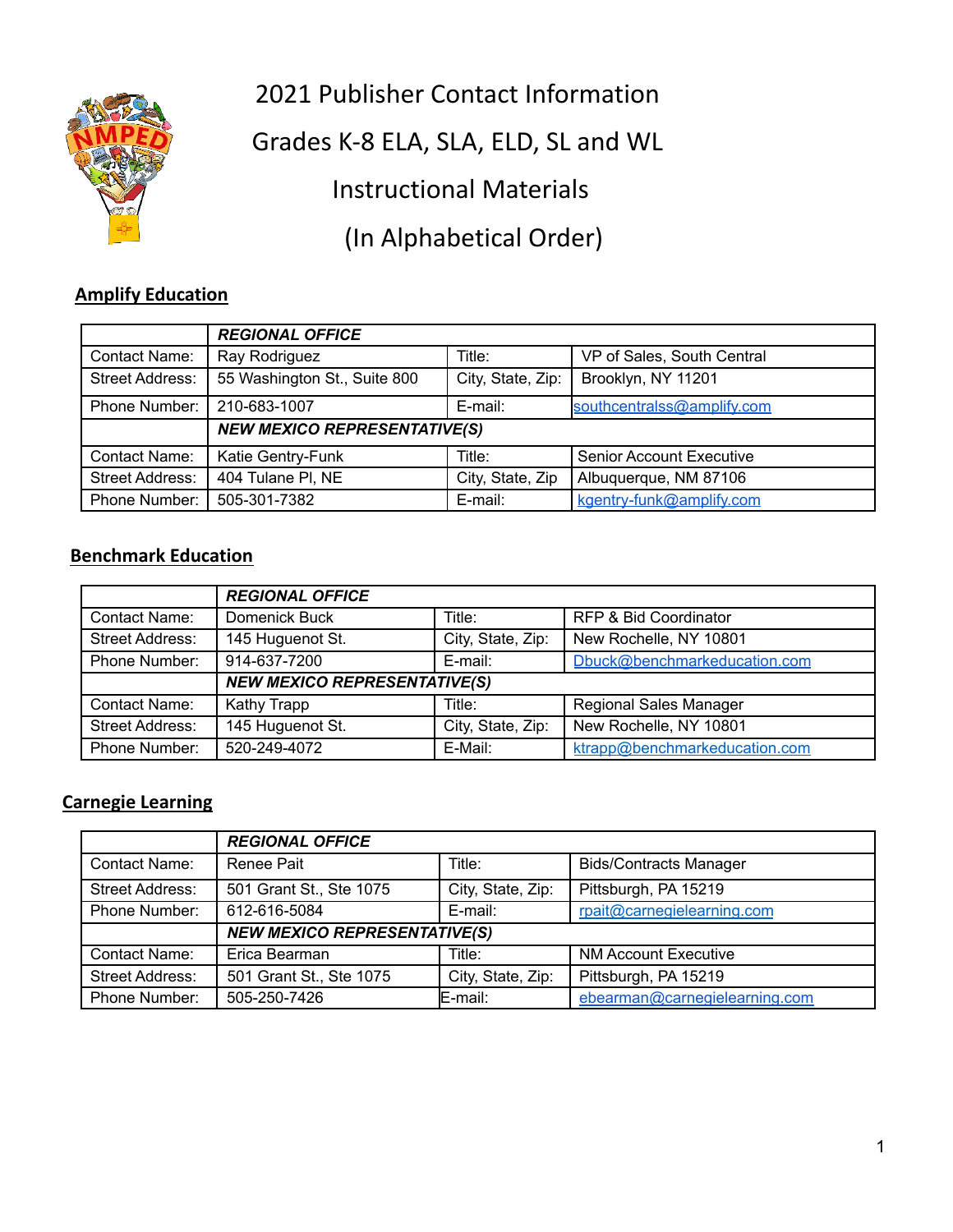# 2021 Publisher Contact Information

# Grades K-8 ELA, SLA, ELD, SL and WL

# Instructional Materials

# (In Alphabetical Order)

## Amplify Education

| | ***REGIONAL OFFICE*** | | |
|---|---|---|---|
| Contact Name: | Ray Rodriguez | Title: | VP of Sales, South Central |
| Street Address: | 55 Washington St., Suite 800 | City, State, Zip: | Brooklyn, NY 11201 |
| Phone Number: | 210-683-1007 | E-mail: | southcentralss@amplify.com |
| | ***NEW MEXICO REPRESENTATIVE(S)*** | | |
| Contact Name: | Katie Gentry-Funk | Title: | Senior Account Executive |
| Street Address: | 404 Tulane Pl, NE | City, State, Zip | Albuquerque, NM 87106 |
| Phone Number: | 505-301-7382 | E-mail: | kgentry-funk@amplify.com |

## Benchmark Education

| | ***REGIONAL OFFICE*** | | |
|---|---|---|---|
| Contact Name: | Domenick Buck | Title: | RFP & Bid Coordinator |
| Street Address: | 145 Huguenot St. | City, State, Zip: | New Rochelle, NY 10801 |
| Phone Number: | 914-637-7200 | E-mail: | Dbuck@benchmarkeducation.com |
| | ***NEW MEXICO REPRESENTATIVE(S)*** | | |
| Contact Name: | Kathy Trapp | Title: | Regional Sales Manager |
| Street Address: | 145 Huguenot St. | City, State, Zip: | New Rochelle, NY 10801 |
| Phone Number: | 520-249-4072 | E-Mail: | ktrapp@benchmarkeducation.com |

## Carnegie Learning

| | ***REGIONAL OFFICE*** | | |
|---|---|---|---|
| Contact Name: | Renee Pait | Title: | Bids/Contracts Manager |
| Street Address: | 501 Grant St., Ste 1075 | City, State, Zip: | Pittsburgh, PA 15219 |
| Phone Number: | 612-616-5084 | E-mail: | rpait@carnegielearning.com |
| | ***NEW MEXICO REPRESENTATIVE(S)*** | | |
| Contact Name: | Erica Bearman | Title: | NM Account Executive |
| Street Address: | 501 Grant St., Ste 1075 | City, State, Zip: | Pittsburgh, PA 15219 |
| Phone Number: | 505-250-7426 | E-mail: | ebearman@carnegielearning.com |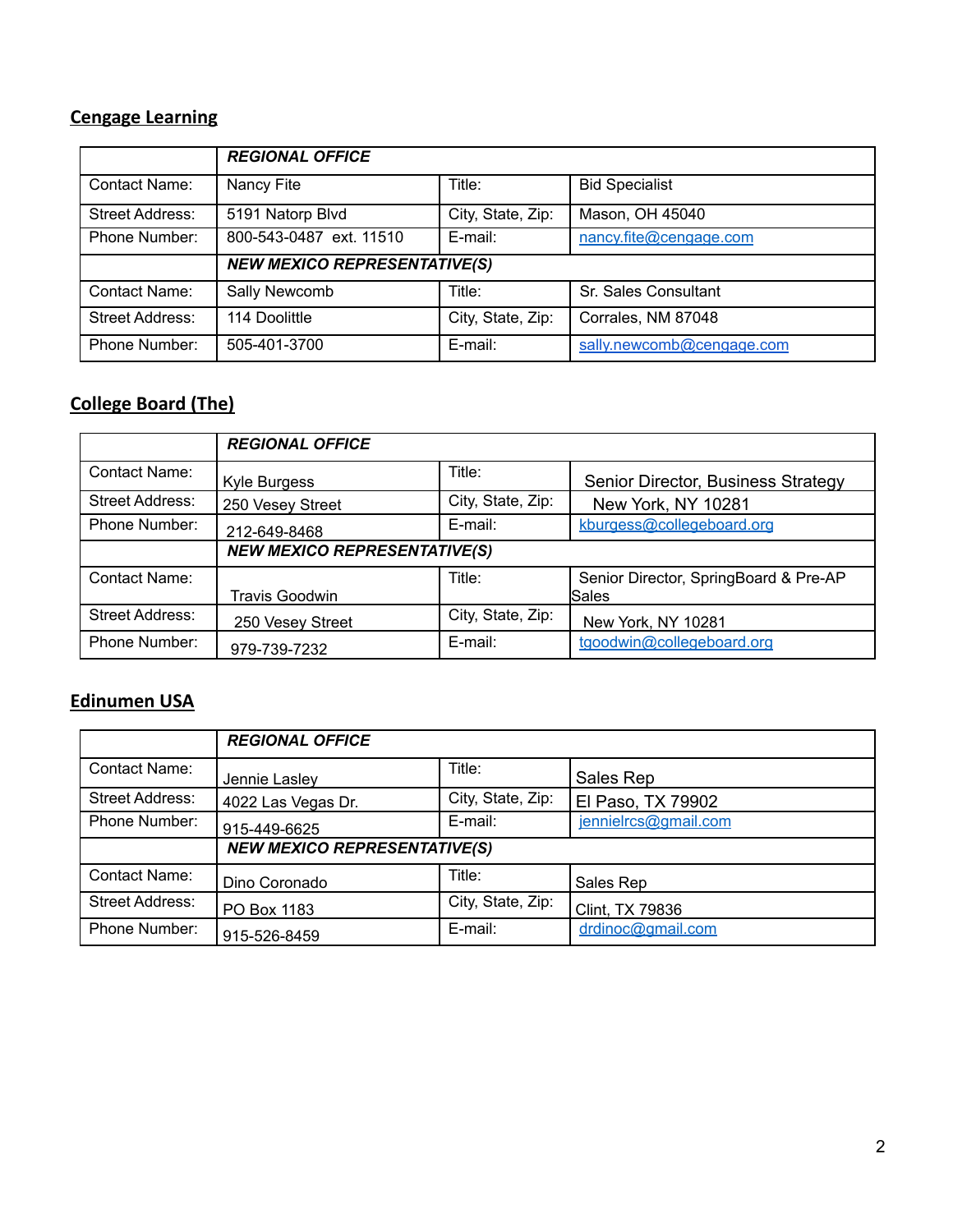## Cengage Learning

| | ***REGIONAL OFFICE*** | | |
|---|---|---|---|
| Contact Name: | Nancy Fite | Title: | Bid Specialist |
| Street Address: | 5191 Natorp Blvd | City, State, Zip: | Mason, OH 45040 |
| Phone Number: | 800-543-0487 ext. 11510 | E-mail: | nancy.fite@cengage.com |
| | ***NEW MEXICO REPRESENTATIVE(S)*** | | |
| Contact Name: | Sally Newcomb | Title: | Sr. Sales Consultant |
| Street Address: | 114 Doolittle | City, State, Zip: | Corrales, NM 87048 |
| Phone Number: | 505-401-3700 | E-mail: | sally.newcomb@cengage.com |

## College Board (The)

| | ***REGIONAL OFFICE*** | | |
|---|---|---|---|
| Contact Name: | Kyle Burgess | Title: | Senior Director, Business Strategy |
| Street Address: | 250 Vesey Street | City, State, Zip: | New York, NY 10281 |
| Phone Number: | 212-649-8468 | E-mail: | kburgess@collegeboard.org |
| | ***NEW MEXICO REPRESENTATIVE(S)*** | | |
| Contact Name: | Travis Goodwin | Title: | Senior Director, SpringBoard & Pre-AP Sales |
| Street Address: | 250 Vesey Street | City, State, Zip: | New York, NY 10281 |
| Phone Number: | 979-739-7232 | E-mail: | tgoodwin@collegeboard.org |

## Edinumen USA

| | ***REGIONAL OFFICE*** | | |
|---|---|---|---|
| Contact Name: | Jennie Lasley | Title: | Sales Rep |
| Street Address: | 4022 Las Vegas Dr. | City, State, Zip: | El Paso, TX 79902 |
| Phone Number: | 915-449-6625 | E-mail: | jennielrcs@gmail.com |
| | ***NEW MEXICO REPRESENTATIVE(S)*** | | |
| Contact Name: | Dino Coronado | Title: | Sales Rep |
| Street Address: | PO Box 1183 | City, State, Zip: | Clint, TX 79836 |
| Phone Number: | 915-526-8459 | E-mail: | drdinoc@gmail.com |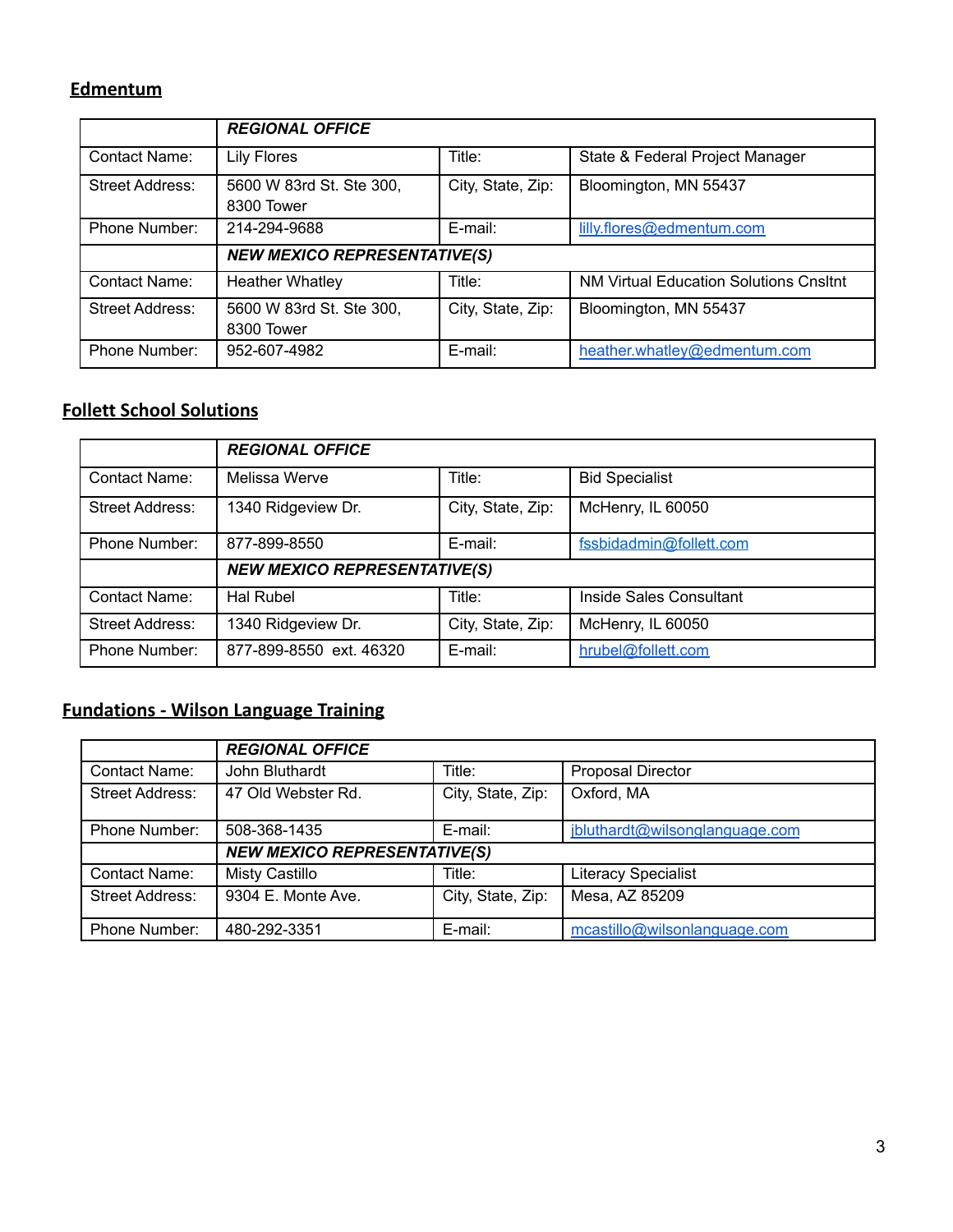## Edmentum

| | REGIONAL OFFICE | | |
|---|---|---|---|
| Contact Name: | Lily Flores | Title: | State & Federal Project Manager |
| Street Address: | 5600 W 83rd St. Ste 300, 8300 Tower | City, State, Zip: | Bloomington, MN 55437 |
| Phone Number: | 214-294-9688 | E-mail: | lilly.flores@edmentum.com |
| | ***NEW MEXICO REPRESENTATIVE(S)*** | | |
| Contact Name: | Heather Whatley | Title: | NM Virtual Education Solutions Cnsltnt |
| Street Address: | 5600 W 83rd St. Ste 300, 8300 Tower | City, State, Zip: | Bloomington, MN 55437 |
| Phone Number: | 952-607-4982 | E-mail: | heather.whatley@edmentum.com |

## Follett School Solutions

| | REGIONAL OFFICE | | |
|---|---|---|---|
| Contact Name: | Melissa Werve | Title: | Bid Specialist |
| Street Address: | 1340 Ridgeview Dr. | City, State, Zip: | McHenry, IL 60050 |
| Phone Number: | 877-899-8550 | E-mail: | fssbidadmin@follett.com |
| | ***NEW MEXICO REPRESENTATIVE(S)*** | | |
| Contact Name: | Hal Rubel | Title: | Inside Sales Consultant |
| Street Address: | 1340 Ridgeview Dr. | City, State, Zip: | McHenry, IL 60050 |
| Phone Number: | 877-899-8550 ext. 46320 | E-mail: | hrubel@follett.com |

## Fundations - Wilson Language Training

| | REGIONAL OFFICE | | |
|---|---|---|---|
| Contact Name: | John Bluthardt | Title: | Proposal Director |
| Street Address: | 47 Old Webster Rd. | City, State, Zip: | Oxford, MA |
| Phone Number: | 508-368-1435 | E-mail: | jbluthardt@wilsonlanguage.com |
| | ***NEW MEXICO REPRESENTATIVE(S)*** | | |
| Contact Name: | Misty Castillo | Title: | Literacy Specialist |
| Street Address: | 9304 E. Monte Ave. | City, State, Zip: | Mesa, AZ 85209 |
| Phone Number: | 480-292-3351 | E-mail: | mcastillo@wilsonlanguage.com |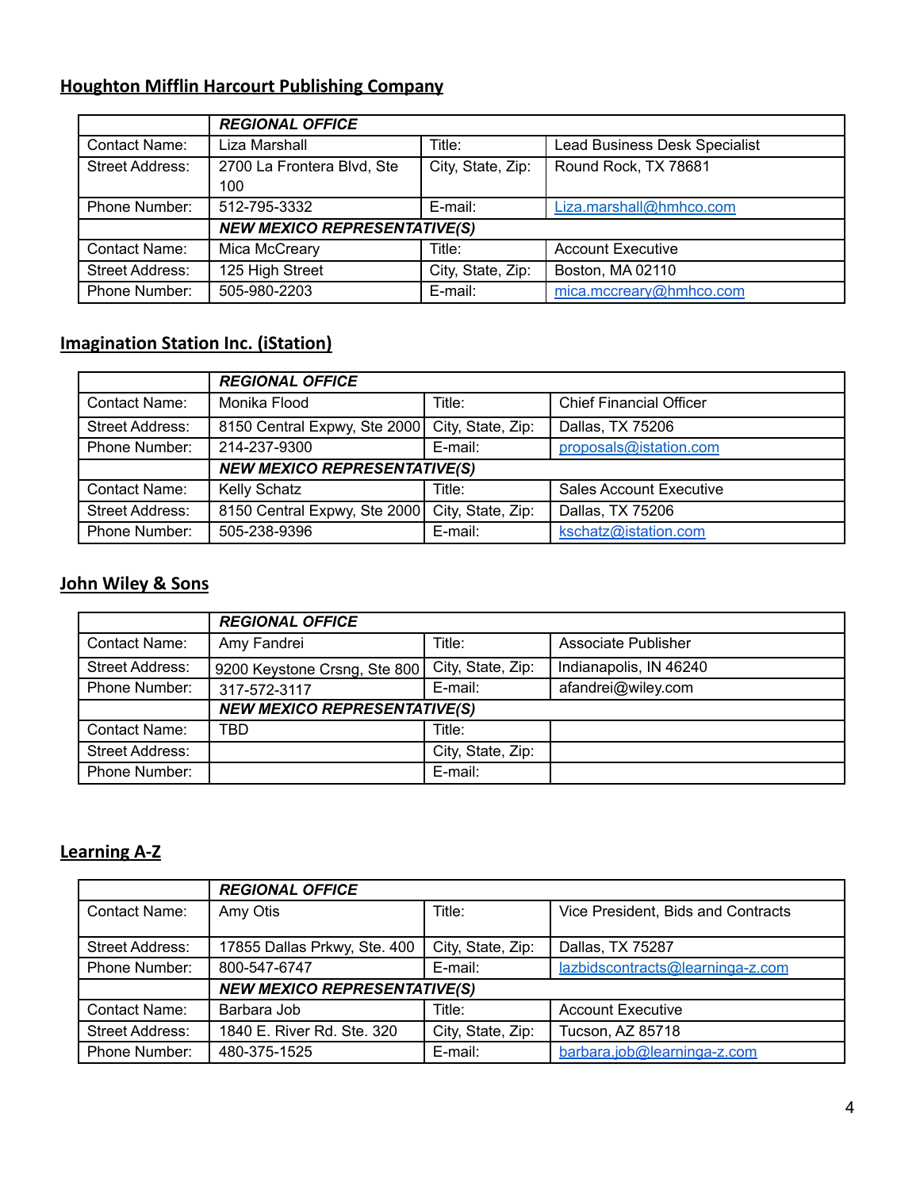## Houghton Mifflin Harcourt Publishing Company

| | ***REGIONAL OFFICE*** | | |
|---|---|---|---|
| Contact Name: | Liza Marshall | Title: | Lead Business Desk Specialist |
| Street Address: | 2700 La Frontera Blvd, Ste 100 | City, State, Zip: | Round Rock, TX 78681 |
| Phone Number: | 512-795-3332 | E-mail: | Liza.marshall@hmhco.com |
| | ***NEW MEXICO REPRESENTATIVE(S)*** | | |
| Contact Name: | Mica McCreary | Title: | Account Executive |
| Street Address: | 125 High Street | City, State, Zip: | Boston, MA 02110 |
| Phone Number: | 505-980-2203 | E-mail: | mica.mccreary@hmhco.com |

## Imagination Station Inc. (iStation)

| | ***REGIONAL OFFICE*** | | |
|---|---|---|---|
| Contact Name: | Monika Flood | Title: | Chief Financial Officer |
| Street Address: | 8150 Central Expwy, Ste 2000 | City, State, Zip: | Dallas, TX 75206 |
| Phone Number: | 214-237-9300 | E-mail: | proposals@istation.com |
| | ***NEW MEXICO REPRESENTATIVE(S)*** | | |
| Contact Name: | Kelly Schatz | Title: | Sales Account Executive |
| Street Address: | 8150 Central Expwy, Ste 2000 | City, State, Zip: | Dallas, TX 75206 |
| Phone Number: | 505-238-9396 | E-mail: | kschatz@istation.com |

## John Wiley & Sons

| | ***REGIONAL OFFICE*** | | |
|---|---|---|---|
| Contact Name: | Amy Fandrei | Title: | Associate Publisher |
| Street Address: | 9200 Keystone Crsng, Ste 800 | City, State, Zip: | Indianapolis, IN 46240 |
| Phone Number: | 317-572-3117 | E-mail: | afandrei@wiley.com |
| | ***NEW MEXICO REPRESENTATIVE(S)*** | | |
| Contact Name: | TBD | Title: | |
| Street Address: | | City, State, Zip: | |
| Phone Number: | | E-mail: | |

## Learning A-Z

| | ***REGIONAL OFFICE*** | | |
|---|---|---|---|
| Contact Name: | Amy Otis | Title: | Vice President, Bids and Contracts |
| Street Address: | 17855 Dallas Prkwy, Ste. 400 | City, State, Zip: | Dallas, TX 75287 |
| Phone Number: | 800-547-6747 | E-mail: | lazbidscontracts@learninga-z.com |
| | ***NEW MEXICO REPRESENTATIVE(S)*** | | |
| Contact Name: | Barbara Job | Title: | Account Executive |
| Street Address: | 1840 E. River Rd. Ste. 320 | City, State, Zip: | Tucson, AZ 85718 |
| Phone Number: | 480-375-1525 | E-mail: | barbara.job@learninga-z.com |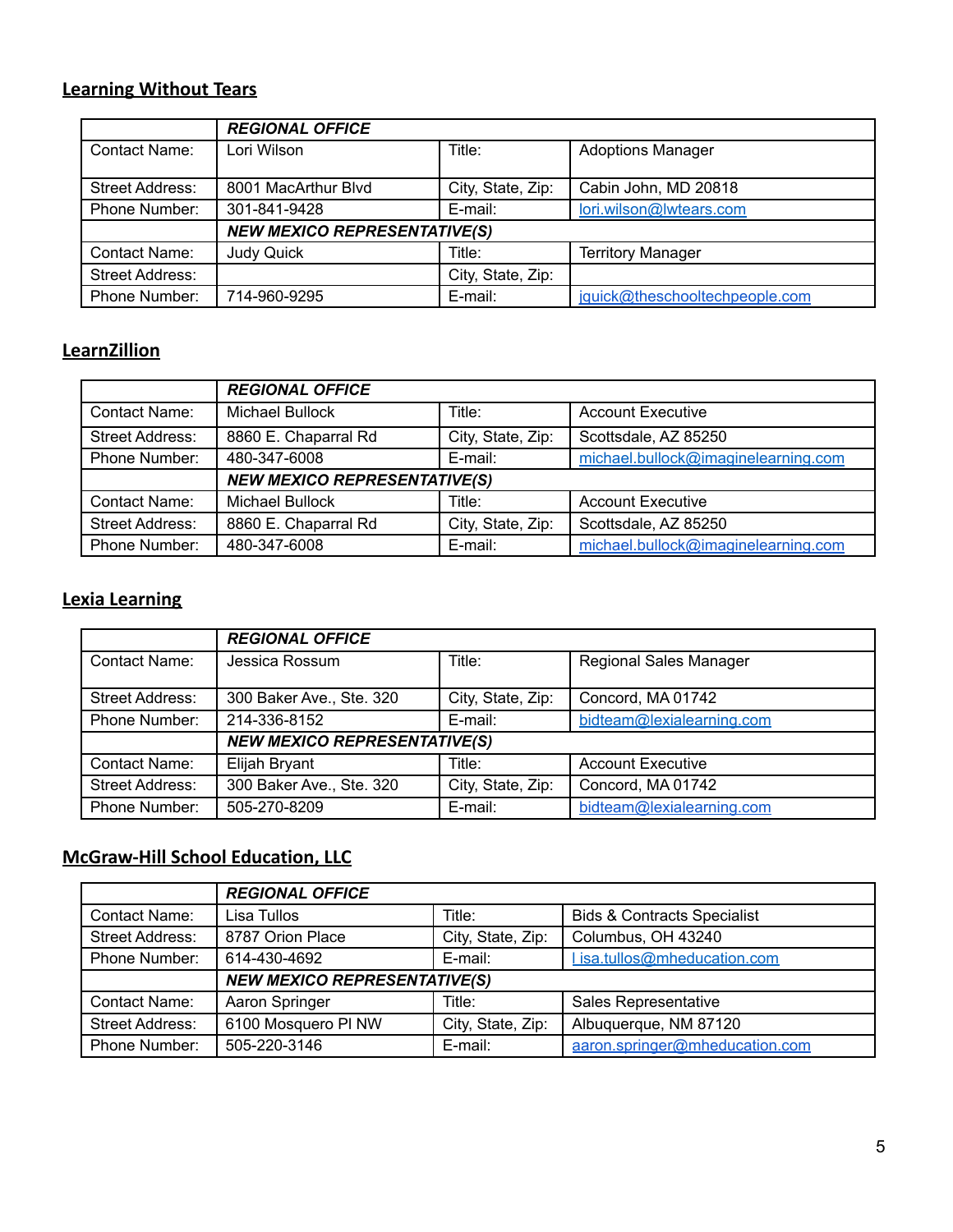## Learning Without Tears

| | REGIONAL OFFICE | | |
|---|---|---|---|
| Contact Name: | Lori Wilson | Title: | Adoptions Manager |
| Street Address: | 8001 MacArthur Blvd | City, State, Zip: | Cabin John, MD 20818 |
| Phone Number: | 301-841-9428 | E-mail: | lori.wilson@lwtears.com |
| | NEW MEXICO REPRESENTATIVE(S) | | |
| Contact Name: | Judy Quick | Title: | Territory Manager |
| Street Address: | | City, State, Zip: | |
| Phone Number: | 714-960-9295 | E-mail: | jquick@theschooltechpeople.com |

## LearnZillion

| | REGIONAL OFFICE | | |
|---|---|---|---|
| Contact Name: | Michael Bullock | Title: | Account Executive |
| Street Address: | 8860 E. Chaparral Rd | City, State, Zip: | Scottsdale, AZ 85250 |
| Phone Number: | 480-347-6008 | E-mail: | michael.bullock@imaginelearning.com |
| | NEW MEXICO REPRESENTATIVE(S) | | |
| Contact Name: | Michael Bullock | Title: | Account Executive |
| Street Address: | 8860 E. Chaparral Rd | City, State, Zip: | Scottsdale, AZ 85250 |
| Phone Number: | 480-347-6008 | E-mail: | michael.bullock@imaginelearning.com |

## Lexia Learning

| | REGIONAL OFFICE | | |
|---|---|---|---|
| Contact Name: | Jessica Rossum | Title: | Regional Sales Manager |
| Street Address: | 300 Baker Ave., Ste. 320 | City, State, Zip: | Concord, MA 01742 |
| Phone Number: | 214-336-8152 | E-mail: | bidteam@lexialearning.com |
| | NEW MEXICO REPRESENTATIVE(S) | | |
| Contact Name: | Elijah Bryant | Title: | Account Executive |
| Street Address: | 300 Baker Ave., Ste. 320 | City, State, Zip: | Concord, MA 01742 |
| Phone Number: | 505-270-8209 | E-mail: | bidteam@lexialearning.com |

## McGraw-Hill School Education, LLC

| | REGIONAL OFFICE | | |
|---|---|---|---|
| Contact Name: | Lisa Tullos | Title: | Bids & Contracts Specialist |
| Street Address: | 8787 Orion Place | City, State, Zip: | Columbus, OH 43240 |
| Phone Number: | 614-430-4692 | E-mail: | l isa.tullos@mheducation.com |
| | NEW MEXICO REPRESENTATIVE(S) | | |
| Contact Name: | Aaron Springer | Title: | Sales Representative |
| Street Address: | 6100 Mosquero Pl NW | City, State, Zip: | Albuquerque, NM 87120 |
| Phone Number: | 505-220-3146 | E-mail: | aaron.springer@mheducation.com |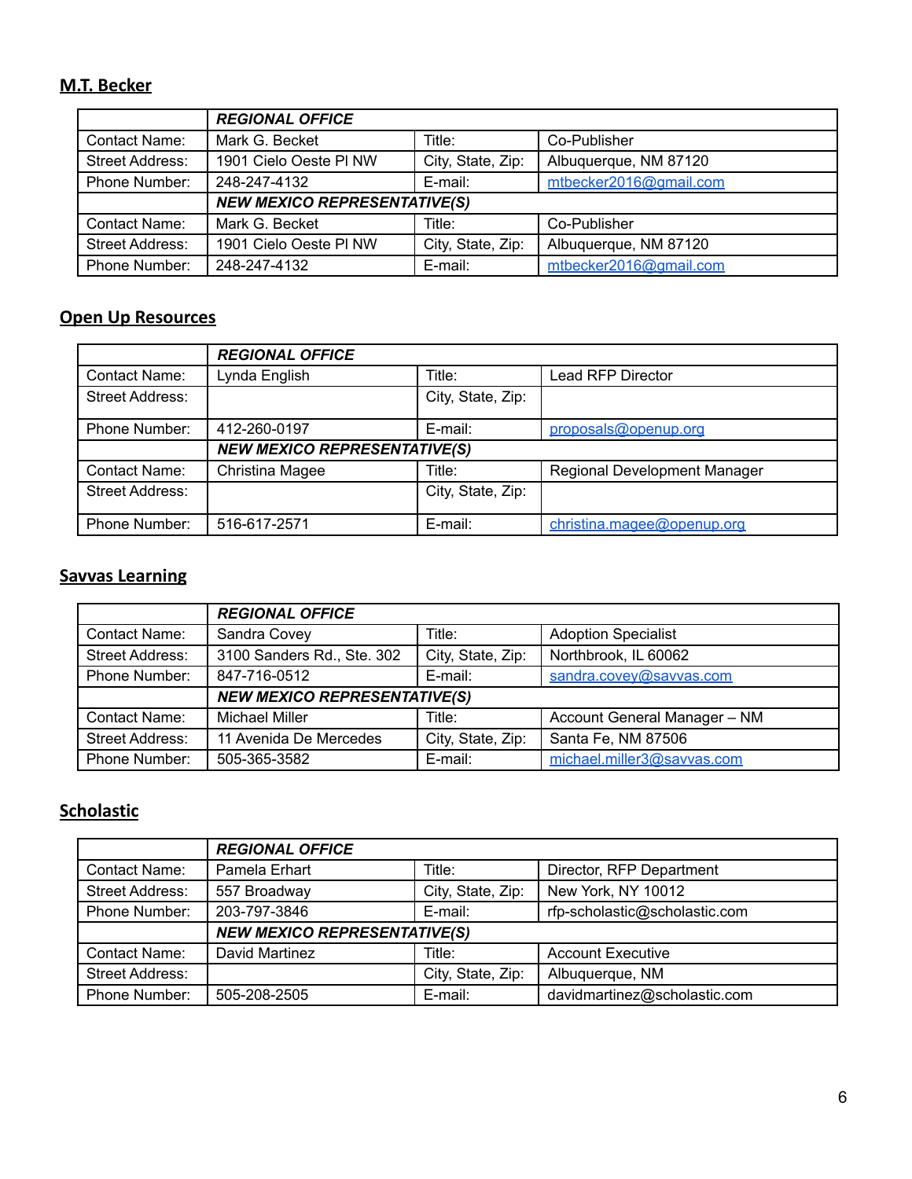## M.T. Becker

| | REGIONAL OFFICE | | |
|---|---|---|---|
| Contact Name: | Mark G. Becket | Title: | Co-Publisher |
| Street Address: | 1901 Cielo Oeste Pl NW | City, State, Zip: | Albuquerque, NM 87120 |
| Phone Number: | 248-247-4132 | E-mail: | mtbecker2016@gmail.com |
| | ***NEW MEXICO REPRESENTATIVE(S)*** | | |
| Contact Name: | Mark G. Becket | Title: | Co-Publisher |
| Street Address: | 1901 Cielo Oeste Pl NW | City, State, Zip: | Albuquerque, NM 87120 |
| Phone Number: | 248-247-4132 | E-mail: | mtbecker2016@gmail.com |

## Open Up Resources

| | REGIONAL OFFICE | | |
|---|---|---|---|
| Contact Name: | Lynda English | Title: | Lead RFP Director |
| Street Address: | | City, State, Zip: | |
| Phone Number: | 412-260-0197 | E-mail: | proposals@openup.org |
| | ***NEW MEXICO REPRESENTATIVE(S)*** | | |
| Contact Name: | Christina Magee | Title: | Regional Development Manager |
| Street Address: | | City, State, Zip: | |
| Phone Number: | 516-617-2571 | E-mail: | christina.magee@openup.org |

## Savvas Learning

| | REGIONAL OFFICE | | |
|---|---|---|---|
| Contact Name: | Sandra Covey | Title: | Adoption Specialist |
| Street Address: | 3100 Sanders Rd., Ste. 302 | City, State, Zip: | Northbrook, IL 60062 |
| Phone Number: | 847-716-0512 | E-mail: | sandra.covey@savvas.com |
| | ***NEW MEXICO REPRESENTATIVE(S)*** | | |
| Contact Name: | Michael Miller | Title: | Account General Manager – NM |
| Street Address: | 11 Avenida De Mercedes | City, State, Zip: | Santa Fe, NM 87506 |
| Phone Number: | 505-365-3582 | E-mail: | michael.miller3@savvas.com |

## Scholastic

| | REGIONAL OFFICE | | |
|---|---|---|---|
| Contact Name: | Pamela Erhart | Title: | Director, RFP Department |
| Street Address: | 557 Broadway | City, State, Zip: | New York, NY 10012 |
| Phone Number: | 203-797-3846 | E-mail: | rfp-scholastic@scholastic.com |
| | ***NEW MEXICO REPRESENTATIVE(S)*** | | |
| Contact Name: | David Martinez | Title: | Account Executive |
| Street Address: | | City, State, Zip: | Albuquerque, NM |
| Phone Number: | 505-208-2505 | E-mail: | davidmartinez@scholastic.com |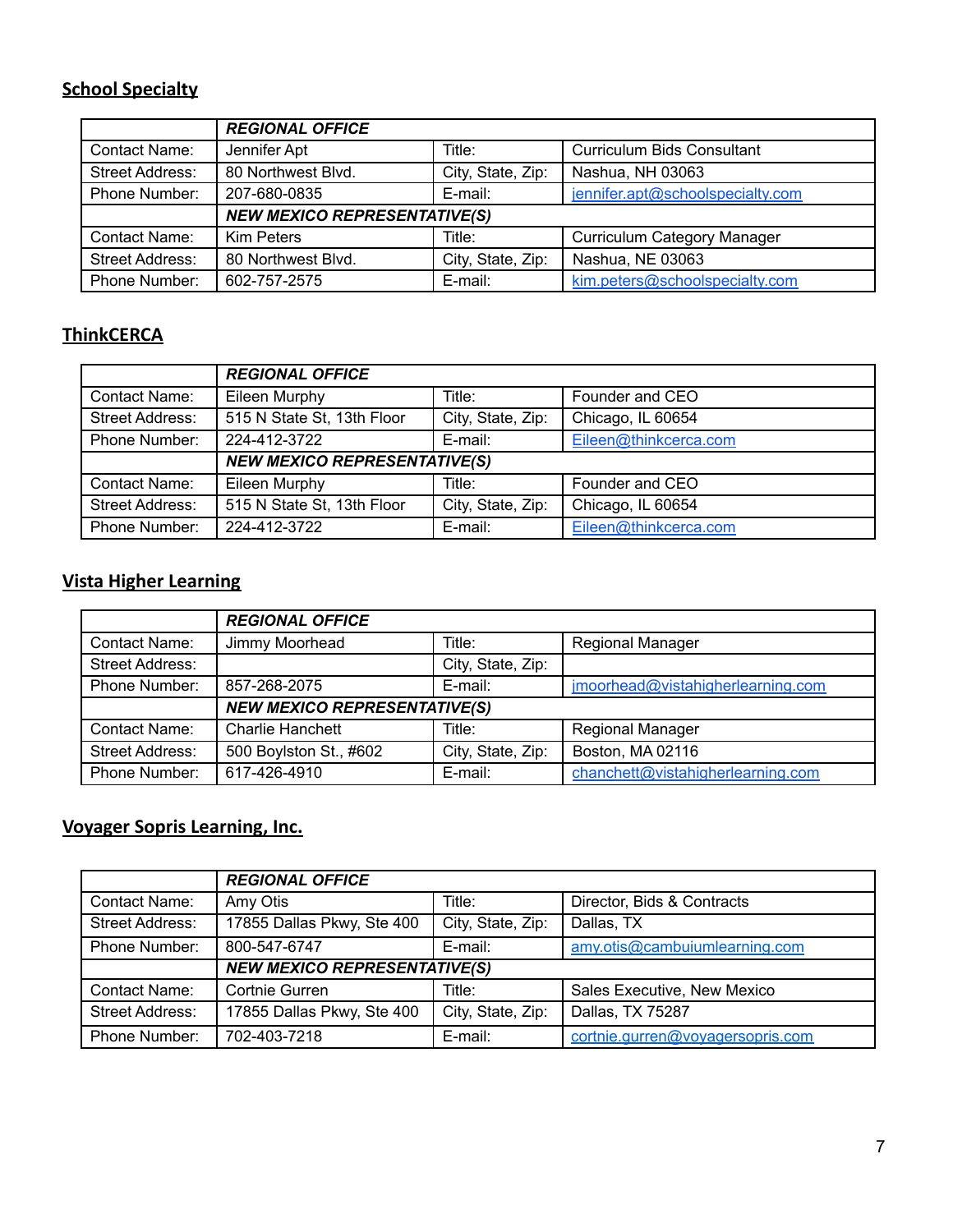## School Specialty

| | ***REGIONAL OFFICE*** | | |
|---|---|---|---|
| Contact Name: | Jennifer Apt | Title: | Curriculum Bids Consultant |
| Street Address: | 80 Northwest Blvd. | City, State, Zip: | Nashua, NH 03063 |
| Phone Number: | 207-680-0835 | E-mail: | jennifer.apt@schoolspecialty.com |
| | ***NEW MEXICO REPRESENTATIVE(S)*** | | |
| Contact Name: | Kim Peters | Title: | Curriculum Category Manager |
| Street Address: | 80 Northwest Blvd. | City, State, Zip: | Nashua, NE 03063 |
| Phone Number: | 602-757-2575 | E-mail: | kim.peters@schoolspecialty.com |

## ThinkCERCA

| | ***REGIONAL OFFICE*** | | |
|---|---|---|---|
| Contact Name: | Eileen Murphy | Title: | Founder and CEO |
| Street Address: | 515 N State St, 13th Floor | City, State, Zip: | Chicago, IL 60654 |
| Phone Number: | 224-412-3722 | E-mail: | Eileen@thinkcerca.com |
| | ***NEW MEXICO REPRESENTATIVE(S)*** | | |
| Contact Name: | Eileen Murphy | Title: | Founder and CEO |
| Street Address: | 515 N State St, 13th Floor | City, State, Zip: | Chicago, IL 60654 |
| Phone Number: | 224-412-3722 | E-mail: | Eileen@thinkcerca.com |

## Vista Higher Learning

| | ***REGIONAL OFFICE*** | | |
|---|---|---|---|
| Contact Name: | Jimmy Moorhead | Title: | Regional Manager |
| Street Address: | | City, State, Zip: | |
| Phone Number: | 857-268-2075 | E-mail: | jmoorhead@vistahigherlearning.com |
| | ***NEW MEXICO REPRESENTATIVE(S)*** | | |
| Contact Name: | Charlie Hanchett | Title: | Regional Manager |
| Street Address: | 500 Boylston St., #602 | City, State, Zip: | Boston, MA 02116 |
| Phone Number: | 617-426-4910 | E-mail: | chanchett@vistahigherlearning.com |

## Voyager Sopris Learning, Inc.

| | ***REGIONAL OFFICE*** | | |
|---|---|---|---|
| Contact Name: | Amy Otis | Title: | Director, Bids & Contracts |
| Street Address: | 17855 Dallas Pkwy, Ste 400 | City, State, Zip: | Dallas, TX |
| Phone Number: | 800-547-6747 | E-mail: | amy.otis@cambuiumlearning.com |
| | ***NEW MEXICO REPRESENTATIVE(S)*** | | |
| Contact Name: | Cortnie Gurren | Title: | Sales Executive, New Mexico |
| Street Address: | 17855 Dallas Pkwy, Ste 400 | City, State, Zip: | Dallas, TX 75287 |
| Phone Number: | 702-403-7218 | E-mail: | cortnie.gurren@voyagersopris.com |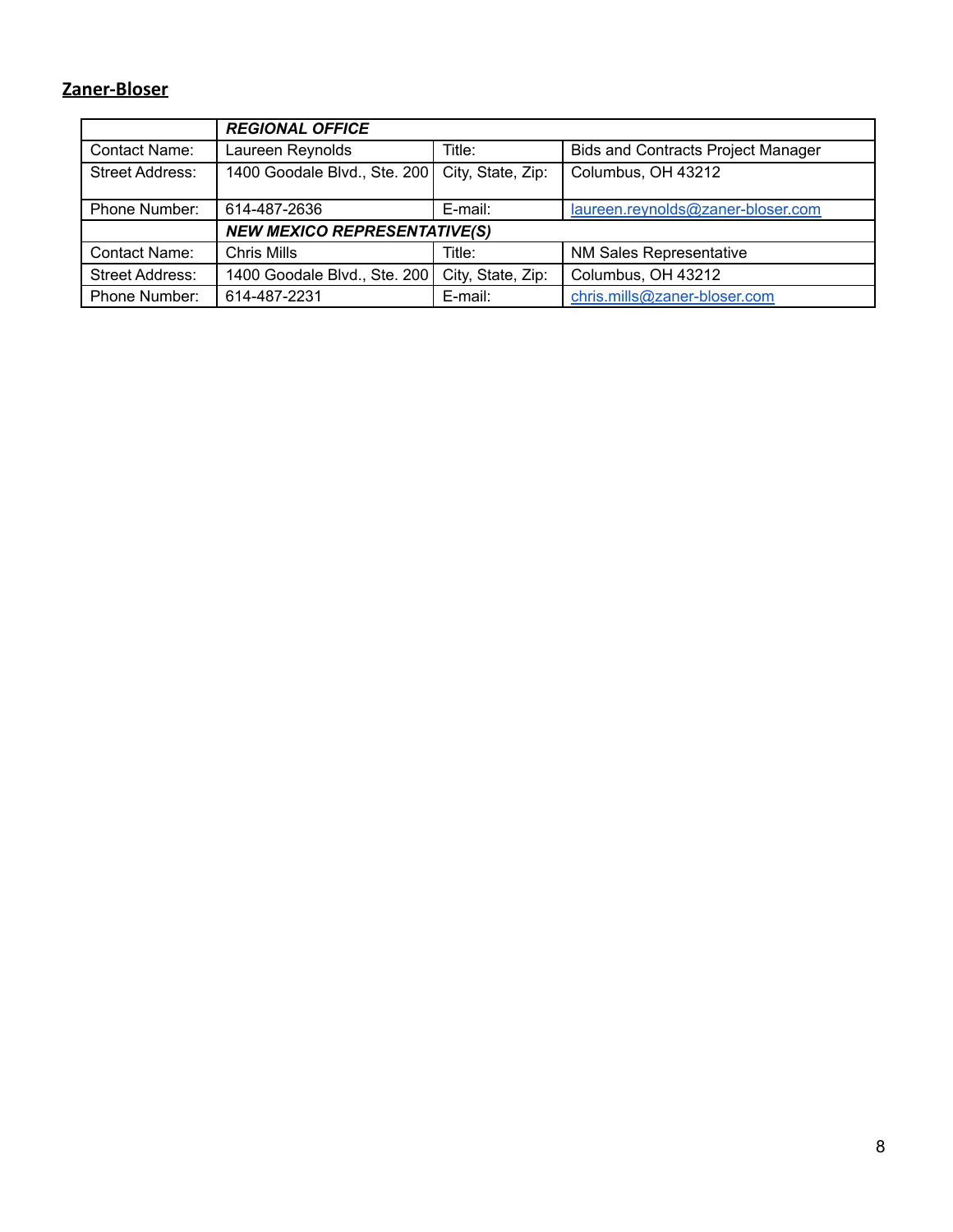## Zaner-Bloser

| | | | |
|---|---|---|---|
| | ***REGIONAL OFFICE*** | | |
| Contact Name: | Laureen Reynolds | Title: | Bids and Contracts Project Manager |
| Street Address: | 1400 Goodale Blvd., Ste. 200 | City, State, Zip: | Columbus, OH 43212 |
| Phone Number: | 614-487-2636 | E-mail: | laureen.reynolds@zaner-bloser.com |
| | ***NEW MEXICO REPRESENTATIVE(S)*** | | |
| Contact Name: | Chris Mills | Title: | NM Sales Representative |
| Street Address: | 1400 Goodale Blvd., Ste. 200 | City, State, Zip: | Columbus, OH 43212 |
| Phone Number: | 614-487-2231 | E-mail: | chris.mills@zaner-bloser.com |